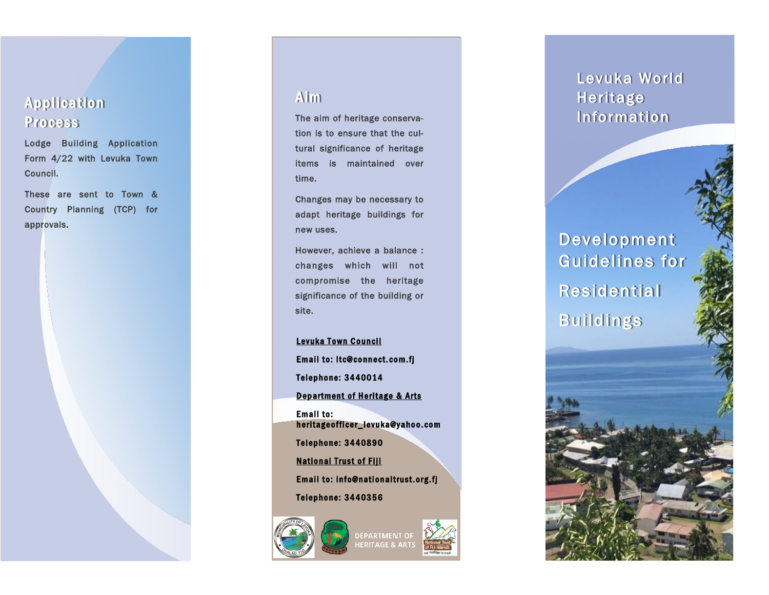# Levuka World Heritage Information

# Development Guidelines for Residential Buildings

## Aim

The aim of heritage conservation is to ensure that the cultural significance of heritage items is maintained over time.

Changes may be necessary to adapt heritage buildings for new uses.

However, achieve a balance : changes which will not compromise the heritage significance of the building or site.

**Levuka Town Council**

**Email to: ltc@connect.com.fj**

**Telephone: 3440014**

**Department of Heritage & Arts**

**Email to: heritageofficer_levuka@yahoo.com**

**Telephone: 3440890**

**National Trust of Fiji**

**Email to: info@nationaltrust.org.fj**

**Telephone: 3440356**

DEPARTMENT OF HERITAGE & ARTS

## Application Process

Lodge Building Application Form 4/22 with Levuka Town Council.

These are sent to Town & Country Planning (TCP) for approvals.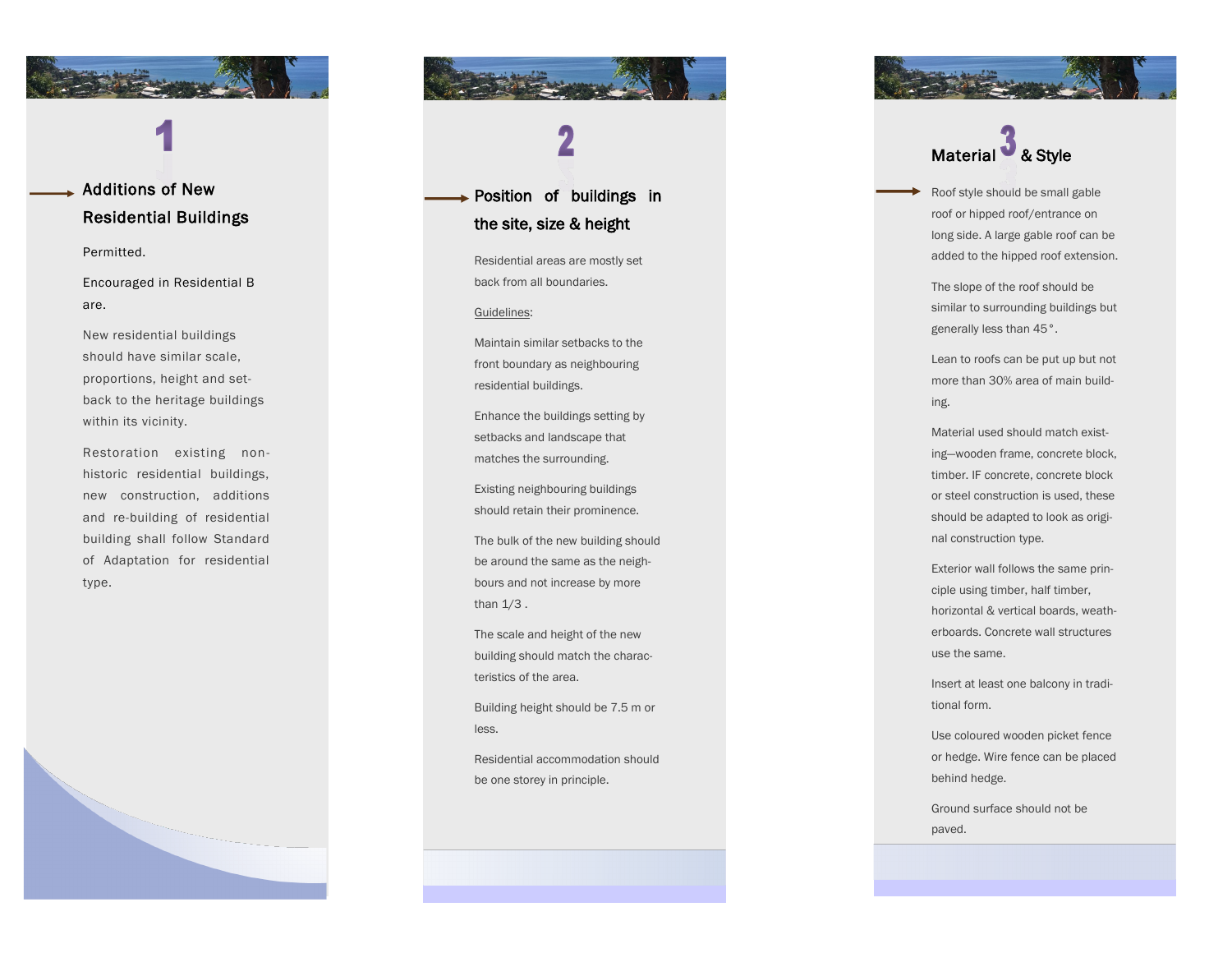## 1

## Additions of New Residential Buildings

Permitted.

Encouraged in Residential B are.

New residential buildings should have similar scale, proportions, height and set-back to the heritage buildings within its vicinity.

Restoration existing non-historic residential buildings, new construction, additions and re-building of residential building shall follow Standard of Adaptation for residential type.

## 2

## Position of buildings in the site, size & height

Residential areas are mostly set back from all boundaries.

Guidelines:

Maintain similar setbacks to the front boundary as neighbouring residential buildings.

Enhance the buildings setting by setbacks and landscape that matches the surrounding.

Existing neighbouring buildings should retain their prominence.

The bulk of the new building should be around the same as the neighbours and not increase by more than 1/3 .

The scale and height of the new building should match the characteristics of the area.

Building height should be 7.5 m or less.

Residential accommodation should be one storey in principle.

## 3

## Material & Style

Roof style should be small gable roof or hipped roof/entrance on long side. A large gable roof can be added to the hipped roof extension.

The slope of the roof should be similar to surrounding buildings but generally less than 45°.

Lean to roofs can be put up but not more than 30% area of main building.

Material used should match existing—wooden frame, concrete block, timber. IF concrete, concrete block or steel construction is used, these should be adapted to look as original construction type.

Exterior wall follows the same principle using timber, half timber, horizontal & vertical boards, weatherboards. Concrete wall structures use the same.

Insert at least one balcony in traditional form.

Use coloured wooden picket fence or hedge. Wire fence can be placed behind hedge.

Ground surface should not be paved.